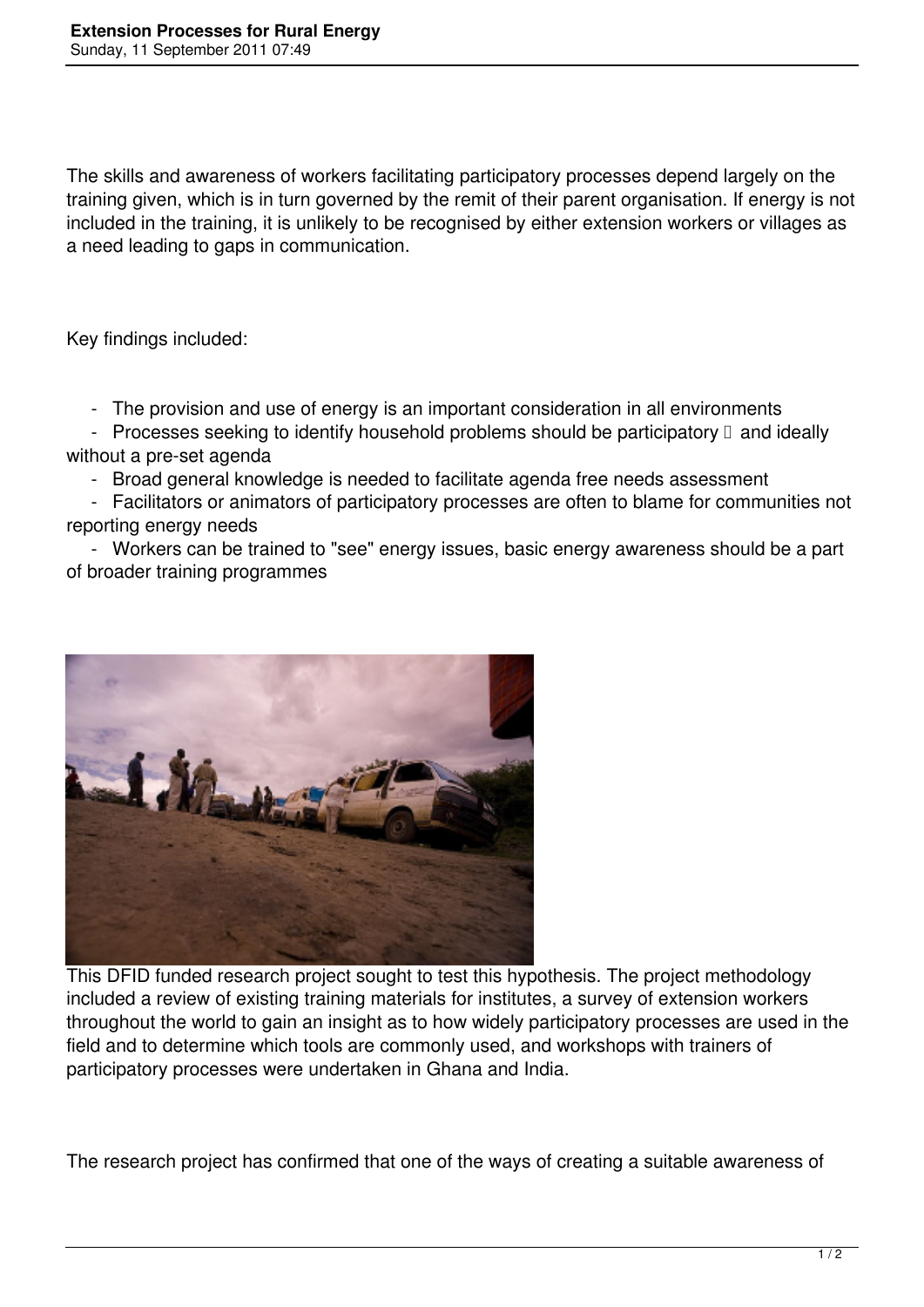# Extension Processes for Rural Energy

Sunday, 11 September 2011 07:49

The skills and awareness of workers facilitating participatory processes depend largely on the training given, which is in turn governed by the remit of their parent organisation. If energy is not included in the training, it is unlikely to be recognised by either extension workers or villages as a need leading to gaps in communication.

Key findings included:

- The provision and use of energy is an important consideration in all environments
- Processes seeking to identify household problems should be participatory  and ideally without a pre-set agenda
- Broad general knowledge is needed to facilitate agenda free needs assessment
- Facilitators or animators of participatory processes are often to blame for communities not reporting energy needs
- Workers can be trained to "see" energy issues, basic energy awareness should be a part of broader training programmes

This DFID funded research project sought to test this hypothesis. The project methodology included a review of existing training materials for institutes, a survey of extension workers throughout the world to gain an insight as to how widely participatory processes are used in the field and to determine which tools are commonly used, and workshops with trainers of participatory processes were undertaken in Ghana and India.

The research project has confirmed that one of the ways of creating a suitable awareness of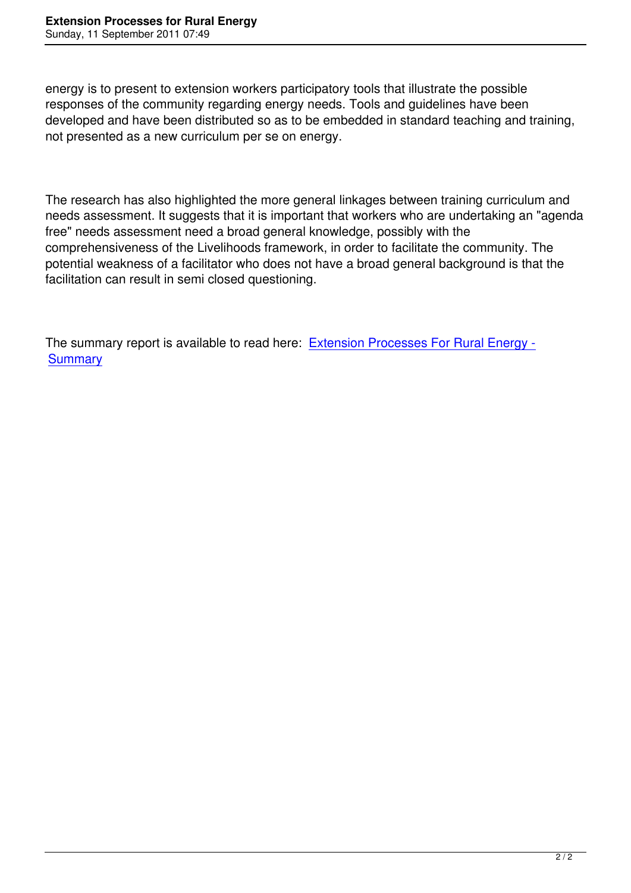energy is to present to extension workers participatory tools that illustrate the possible responses of the community regarding energy needs. Tools and guidelines have been developed and have been distributed so as to be embedded in standard teaching and training, not presented as a new curriculum per se on energy.

The research has also highlighted the more general linkages between training curriculum and needs assessment. It suggests that it is important that workers who are undertaking an "agenda free" needs assessment need a broad general knowledge, possibly with the comprehensiveness of the Livelihoods framework, in order to facilitate the community. The potential weakness of a facilitator who does not have a broad general background is that the facilitation can result in semi closed questioning.

The summary report is available to read here: Extension Processes For Rural Energy - Summary